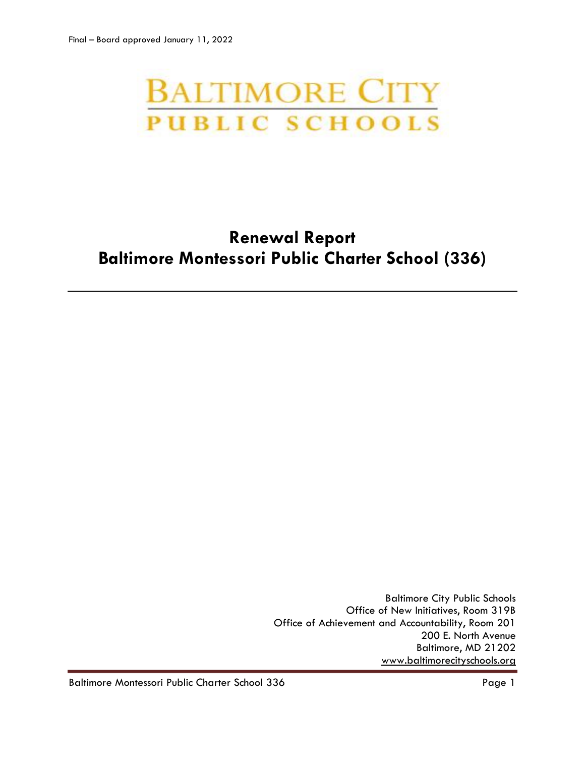Final – Board approved January 11, 2022

BALTIMORE CITY
PUBLIC SCHOOLS

# Renewal Report
# Baltimore Montessori Public Charter School (336)

---

Baltimore City Public Schools
Office of New Initiatives, Room 319B
Office of Achievement and Accountability, Room 201
200 E. North Avenue
Baltimore, MD 21202
www.baltimorecityschools.org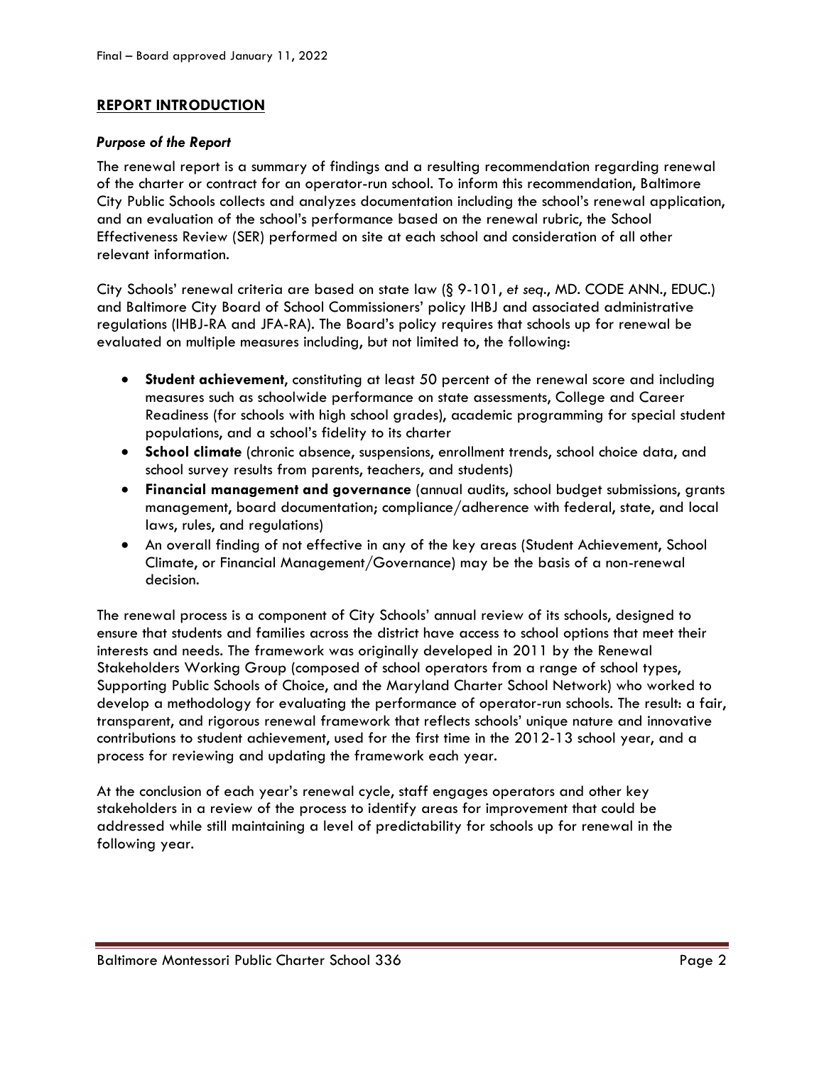## REPORT INTRODUCTION

### *Purpose of the Report*

The renewal report is a summary of findings and a resulting recommendation regarding renewal of the charter or contract for an operator-run school. To inform this recommendation, Baltimore City Public Schools collects and analyzes documentation including the school's renewal application, and an evaluation of the school's performance based on the renewal rubric, the School Effectiveness Review (SER) performed on site at each school and consideration of all other relevant information.

City Schools' renewal criteria are based on state law (§ 9-101, *et seq*., MD. CODE ANN., EDUC.) and Baltimore City Board of School Commissioners' policy IHBJ and associated administrative regulations (IHBJ-RA and JFA-RA). The Board's policy requires that schools up for renewal be evaluated on multiple measures including, but not limited to, the following:

- **Student achievement**, constituting at least 50 percent of the renewal score and including measures such as schoolwide performance on state assessments, College and Career Readiness (for schools with high school grades), academic programming for special student populations, and a school's fidelity to its charter
- **School climate** (chronic absence, suspensions, enrollment trends, school choice data, and school survey results from parents, teachers, and students)
- **Financial management and governance** (annual audits, school budget submissions, grants management, board documentation; compliance/adherence with federal, state, and local laws, rules, and regulations)
- An overall finding of not effective in any of the key areas (Student Achievement, School Climate, or Financial Management/Governance) may be the basis of a non-renewal decision.

The renewal process is a component of City Schools' annual review of its schools, designed to ensure that students and families across the district have access to school options that meet their interests and needs. The framework was originally developed in 2011 by the Renewal Stakeholders Working Group (composed of school operators from a range of school types, Supporting Public Schools of Choice, and the Maryland Charter School Network) who worked to develop a methodology for evaluating the performance of operator-run schools. The result: a fair, transparent, and rigorous renewal framework that reflects schools' unique nature and innovative contributions to student achievement, used for the first time in the 2012-13 school year, and a process for reviewing and updating the framework each year.

At the conclusion of each year's renewal cycle, staff engages operators and other key stakeholders in a review of the process to identify areas for improvement that could be addressed while still maintaining a level of predictability for schools up for renewal in the following year.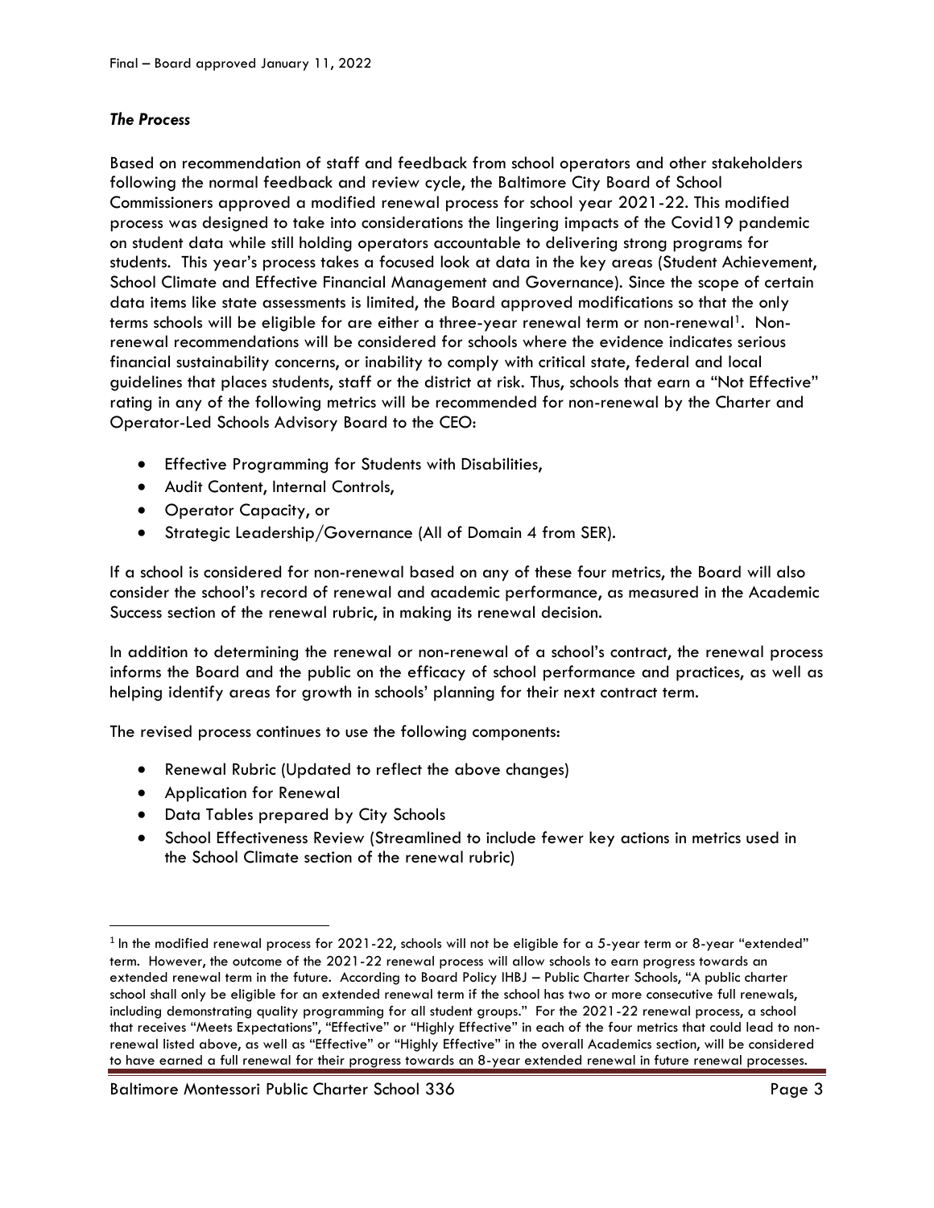### *The Process*

Based on recommendation of staff and feedback from school operators and other stakeholders following the normal feedback and review cycle, the Baltimore City Board of School Commissioners approved a modified renewal process for school year 2021-22. This modified process was designed to take into considerations the lingering impacts of the Covid19 pandemic on student data while still holding operators accountable to delivering strong programs for students. This year's process takes a focused look at data in the key areas (Student Achievement, School Climate and Effective Financial Management and Governance). Since the scope of certain data items like state assessments is limited, the Board approved modifications so that the only terms schools will be eligible for are either a three-year renewal term or non-renewal[1]. Non-renewal recommendations will be considered for schools where the evidence indicates serious financial sustainability concerns, or inability to comply with critical state, federal and local guidelines that places students, staff or the district at risk. Thus, schools that earn a "Not Effective" rating in any of the following metrics will be recommended for non-renewal by the Charter and Operator-Led Schools Advisory Board to the CEO:

- Effective Programming for Students with Disabilities,
- Audit Content, Internal Controls,
- Operator Capacity, or
- Strategic Leadership/Governance (All of Domain 4 from SER).

If a school is considered for non-renewal based on any of these four metrics, the Board will also consider the school's record of renewal and academic performance, as measured in the Academic Success section of the renewal rubric, in making its renewal decision.

In addition to determining the renewal or non-renewal of a school's contract, the renewal process informs the Board and the public on the efficacy of school performance and practices, as well as helping identify areas for growth in schools' planning for their next contract term.

The revised process continues to use the following components:

- Renewal Rubric (Updated to reflect the above changes)
- Application for Renewal
- Data Tables prepared by City Schools
- School Effectiveness Review (Streamlined to include fewer key actions in metrics used in the School Climate section of the renewal rubric)

---

[1] In the modified renewal process for 2021-22, schools will not be eligible for a 5-year term or 8-year "extended" term. However, the outcome of the 2021-22 renewal process will allow schools to earn progress towards an extended renewal term in the future. According to Board Policy IHBJ – Public Charter Schools, "A public charter school shall only be eligible for an extended renewal term if the school has two or more consecutive full renewals, including demonstrating quality programming for all student groups." For the 2021-22 renewal process, a school that receives "Meets Expectations", "Effective" or "Highly Effective" in each of the four metrics that could lead to non-renewal listed above, as well as "Effective" or "Highly Effective" in the overall Academics section, will be considered to have earned a full renewal for their progress towards an 8-year extended renewal in future renewal processes.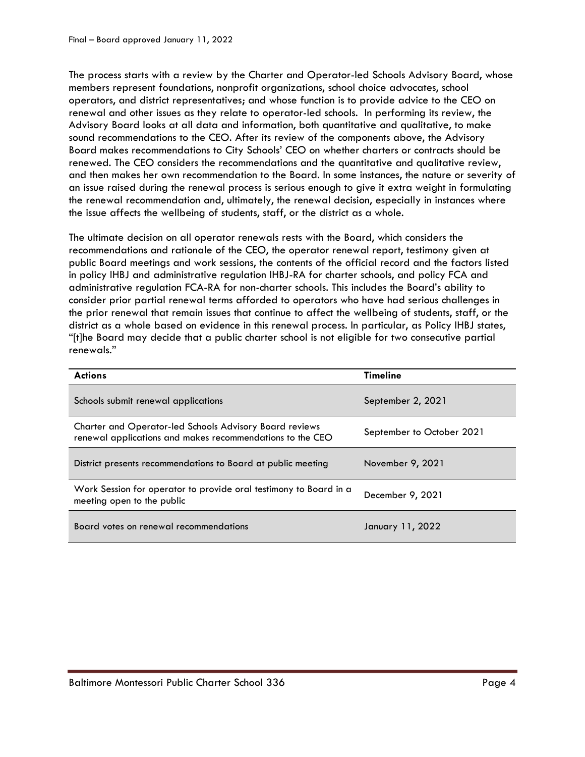The process starts with a review by the Charter and Operator-led Schools Advisory Board, whose members represent foundations, nonprofit organizations, school choice advocates, school operators, and district representatives; and whose function is to provide advice to the CEO on renewal and other issues as they relate to operator-led schools. In performing its review, the Advisory Board looks at all data and information, both quantitative and qualitative, to make sound recommendations to the CEO. After its review of the components above, the Advisory Board makes recommendations to City Schools' CEO on whether charters or contracts should be renewed. The CEO considers the recommendations and the quantitative and qualitative review, and then makes her own recommendation to the Board. In some instances, the nature or severity of an issue raised during the renewal process is serious enough to give it extra weight in formulating the renewal recommendation and, ultimately, the renewal decision, especially in instances where the issue affects the wellbeing of students, staff, or the district as a whole.

The ultimate decision on all operator renewals rests with the Board, which considers the recommendations and rationale of the CEO, the operator renewal report, testimony given at public Board meetings and work sessions, the contents of the official record and the factors listed in policy IHBJ and administrative regulation IHBJ-RA for charter schools, and policy FCA and administrative regulation FCA-RA for non-charter schools. This includes the Board's ability to consider prior partial renewal terms afforded to operators who have had serious challenges in the prior renewal that remain issues that continue to affect the wellbeing of students, staff, or the district as a whole based on evidence in this renewal process. In particular, as Policy IHBJ states, "[t]he Board may decide that a public charter school is not eligible for two consecutive partial renewals."

| Actions | Timeline |
|---|---|
| Schools submit renewal applications | September 2, 2021 |
| Charter and Operator-led Schools Advisory Board reviews renewal applications and makes recommendations to the CEO | September to October 2021 |
| District presents recommendations to Board at public meeting | November 9, 2021 |
| Work Session for operator to provide oral testimony to Board in a meeting open to the public | December 9, 2021 |
| Board votes on renewal recommendations | January 11, 2022 |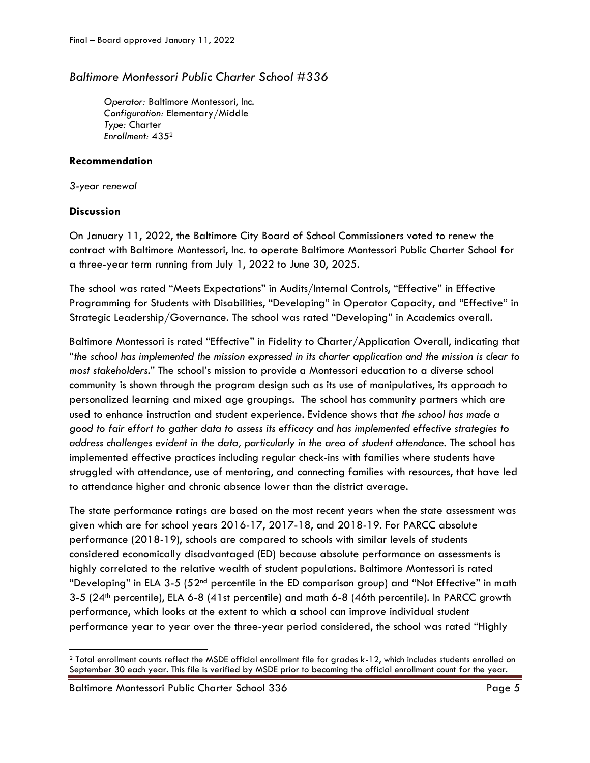## *Baltimore Montessori Public Charter School #336*

*Operator:* Baltimore Montessori, Inc.
*Configuration:* Elementary/Middle
*Type:* Charter
*Enrollment:* 435[2]

### Recommendation

*3-year renewal*

### Discussion

On January 11, 2022, the Baltimore City Board of School Commissioners voted to renew the contract with Baltimore Montessori, Inc. to operate Baltimore Montessori Public Charter School for a three-year term running from July 1, 2022 to June 30, 2025.

The school was rated "Meets Expectations" in Audits/Internal Controls, "Effective" in Effective Programming for Students with Disabilities, "Developing" in Operator Capacity, and "Effective" in Strategic Leadership/Governance. The school was rated "Developing" in Academics overall.

Baltimore Montessori is rated "Effective" in Fidelity to Charter/Application Overall, indicating that "*the school has implemented the mission expressed in its charter application and the mission is clear to most stakeholders*." The school's mission to provide a Montessori education to a diverse school community is shown through the program design such as its use of manipulatives, its approach to personalized learning and mixed age groupings. The school has community partners which are used to enhance instruction and student experience. Evidence shows that *the school has made a good to fair effort to gather data to assess its efficacy and has implemented effective strategies to address challenges evident in the data, particularly in the area of student attendance*. The school has implemented effective practices including regular check-ins with families where students have struggled with attendance, use of mentoring, and connecting families with resources, that have led to attendance higher and chronic absence lower than the district average.

The state performance ratings are based on the most recent years when the state assessment was given which are for school years 2016-17, 2017-18, and 2018-19. For PARCC absolute performance (2018-19), schools are compared to schools with similar levels of students considered economically disadvantaged (ED) because absolute performance on assessments is highly correlated to the relative wealth of student populations. Baltimore Montessori is rated "Developing" in ELA 3-5 (52nd percentile in the ED comparison group) and "Not Effective" in math 3-5 (24th percentile), ELA 6-8 (41st percentile) and math 6-8 (46th percentile). In PARCC growth performance, which looks at the extent to which a school can improve individual student performance year to year over the three-year period considered, the school was rated "Highly

---

[2] Total enrollment counts reflect the MSDE official enrollment file for grades k-12, which includes students enrolled on September 30 each year. This file is verified by MSDE prior to becoming the official enrollment count for the year.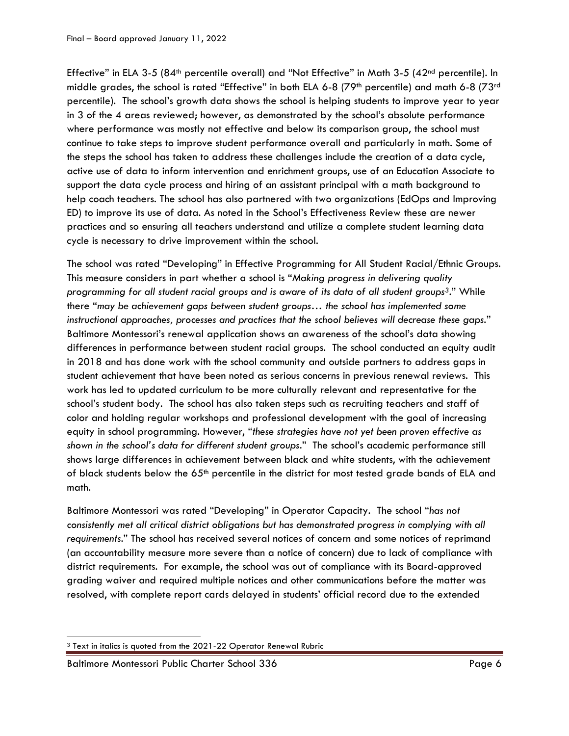Effective" in ELA 3-5 (84th percentile overall) and "Not Effective" in Math 3-5 (42nd percentile). In middle grades, the school is rated "Effective" in both ELA 6-8 (79th percentile) and math 6-8 (73rd percentile). The school's growth data shows the school is helping students to improve year to year in 3 of the 4 areas reviewed; however, as demonstrated by the school's absolute performance where performance was mostly not effective and below its comparison group, the school must continue to take steps to improve student performance overall and particularly in math. Some of the steps the school has taken to address these challenges include the creation of a data cycle, active use of data to inform intervention and enrichment groups, use of an Education Associate to support the data cycle process and hiring of an assistant principal with a math background to help coach teachers. The school has also partnered with two organizations (EdOps and Improving ED) to improve its use of data. As noted in the School's Effectiveness Review these are newer practices and so ensuring all teachers understand and utilize a complete student learning data cycle is necessary to drive improvement within the school.

The school was rated "Developing" in Effective Programming for All Student Racial/Ethnic Groups. This measure considers in part whether a school is "*Making progress in delivering quality programming for all student racial groups and is aware of its data of all student groups*[3]." While there "*may be achievement gaps between student groups… the school has implemented some instructional approaches, processes and practices that the school believes will decrease these gaps.*" Baltimore Montessori's renewal application shows an awareness of the school's data showing differences in performance between student racial groups. The school conducted an equity audit in 2018 and has done work with the school community and outside partners to address gaps in student achievement that have been noted as serious concerns in previous renewal reviews. This work has led to updated curriculum to be more culturally relevant and representative for the school's student body. The school has also taken steps such as recruiting teachers and staff of color and holding regular workshops and professional development with the goal of increasing equity in school programming. However, "*these strategies have not yet been proven effective as shown in the school's data for different student groups.*" The school's academic performance still shows large differences in achievement between black and white students, with the achievement of black students below the 65th percentile in the district for most tested grade bands of ELA and math.

Baltimore Montessori was rated "Developing" in Operator Capacity. The school "*has not consistently met all critical district obligations but has demonstrated progress in complying with all requirements.*" The school has received several notices of concern and some notices of reprimand (an accountability measure more severe than a notice of concern) due to lack of compliance with district requirements. For example, the school was out of compliance with its Board-approved grading waiver and required multiple notices and other communications before the matter was resolved, with complete report cards delayed in students' official record due to the extended

[3] Text in italics is quoted from the 2021-22 Operator Renewal Rubric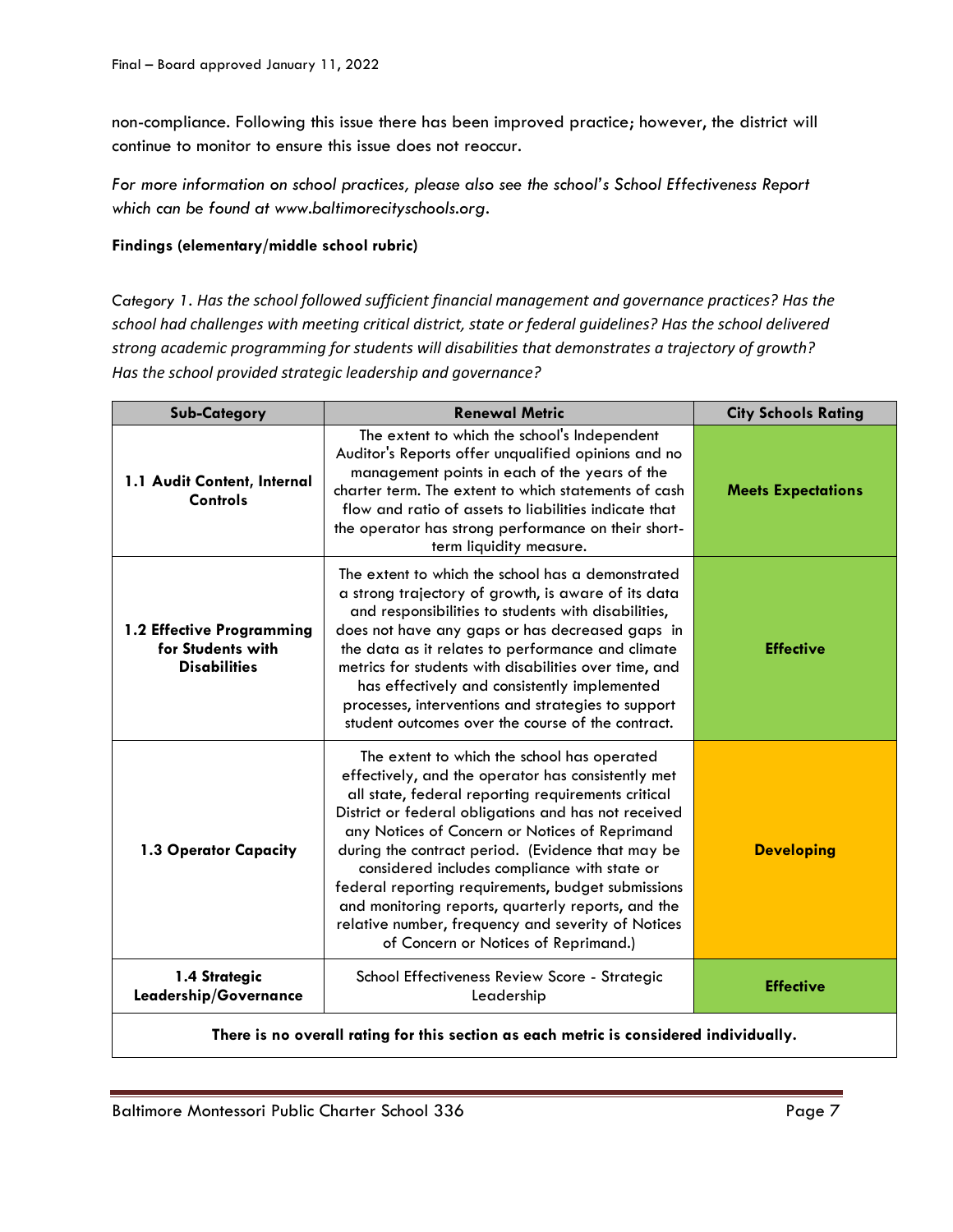non-compliance. Following this issue there has been improved practice; however, the district will continue to monitor to ensure this issue does not reoccur.

*For more information on school practices, please also see the school's School Effectiveness Report which can be found at www.baltimorecityschools.org.*

**Findings (elementary/middle school rubric)**

*Category 1. Has the school followed sufficient financial management and governance practices? Has the school had challenges with meeting critical district, state or federal guidelines? Has the school delivered strong academic programming for students will disabilities that demonstrates a trajectory of growth? Has the school provided strategic leadership and governance?*

| Sub-Category | Renewal Metric | City Schools Rating |
|---|---|---|
| **1.1 Audit Content, Internal Controls** | The extent to which the school's Independent Auditor's Reports offer unqualified opinions and no management points in each of the years of the charter term. The extent to which statements of cash flow and ratio of assets to liabilities indicate that the operator has strong performance on their short-term liquidity measure. | **Meets Expectations** |
| **1.2 Effective Programming for Students with Disabilities** | The extent to which the school has a demonstrated a strong trajectory of growth, is aware of its data and responsibilities to students with disabilities, does not have any gaps or has decreased gaps in the data as it relates to performance and climate metrics for students with disabilities over time, and has effectively and consistently implemented processes, interventions and strategies to support student outcomes over the course of the contract. | **Effective** |
| **1.3 Operator Capacity** | The extent to which the school has operated effectively, and the operator has consistently met all state, federal reporting requirements critical District or federal obligations and has not received any Notices of Concern or Notices of Reprimand during the contract period. (Evidence that may be considered includes compliance with state or federal reporting requirements, budget submissions and monitoring reports, quarterly reports, and the relative number, frequency and severity of Notices of Concern or Notices of Reprimand.) | **Developing** |
| **1.4 Strategic Leadership/Governance** | School Effectiveness Review Score - Strategic Leadership | **Effective** |
| **There is no overall rating for this section as each metric is considered individually.** | | |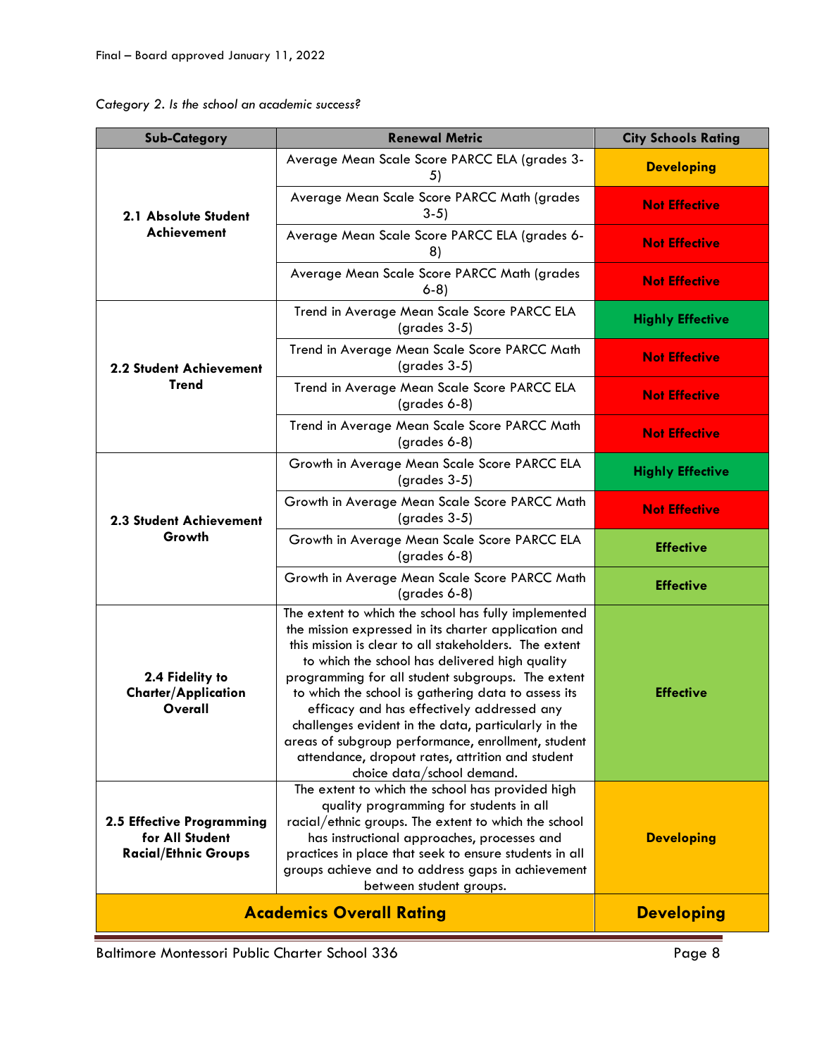*Category 2. Is the school an academic success?*

| Sub-Category | Renewal Metric | City Schools Rating |
|---|---|---|
| **2.1 Absolute Student Achievement** | Average Mean Scale Score PARCC ELA (grades 3-5) | **Developing** |
| | Average Mean Scale Score PARCC Math (grades 3-5) | **Not Effective** |
| | Average Mean Scale Score PARCC ELA (grades 6-8) | **Not Effective** |
| | Average Mean Scale Score PARCC Math (grades 6-8) | **Not Effective** |
| **2.2 Student Achievement Trend** | Trend in Average Mean Scale Score PARCC ELA (grades 3-5) | **Highly Effective** |
| | Trend in Average Mean Scale Score PARCC Math (grades 3-5) | **Not Effective** |
| | Trend in Average Mean Scale Score PARCC ELA (grades 6-8) | **Not Effective** |
| | Trend in Average Mean Scale Score PARCC Math (grades 6-8) | **Not Effective** |
| **2.3 Student Achievement Growth** | Growth in Average Mean Scale Score PARCC ELA (grades 3-5) | **Highly Effective** |
| | Growth in Average Mean Scale Score PARCC Math (grades 3-5) | **Not Effective** |
| | Growth in Average Mean Scale Score PARCC ELA (grades 6-8) | **Effective** |
| | Growth in Average Mean Scale Score PARCC Math (grades 6-8) | **Effective** |
| **2.4 Fidelity to Charter/Application Overall** | The extent to which the school has fully implemented the mission expressed in its charter application and this mission is clear to all stakeholders. The extent to which the school has delivered high quality programming for all student subgroups. The extent to which the school is gathering data to assess its efficacy and has effectively addressed any challenges evident in the data, particularly in the areas of subgroup performance, enrollment, student attendance, dropout rates, attrition and student choice data/school demand. | **Effective** |
| **2.5 Effective Programming for All Student Racial/Ethnic Groups** | The extent to which the school has provided high quality programming for students in all racial/ethnic groups. The extent to which the school has instructional approaches, processes and practices in place that seek to ensure students in all groups achieve and to address gaps in achievement between student groups. | **Developing** |
| **Academics Overall Rating** | | **Developing** |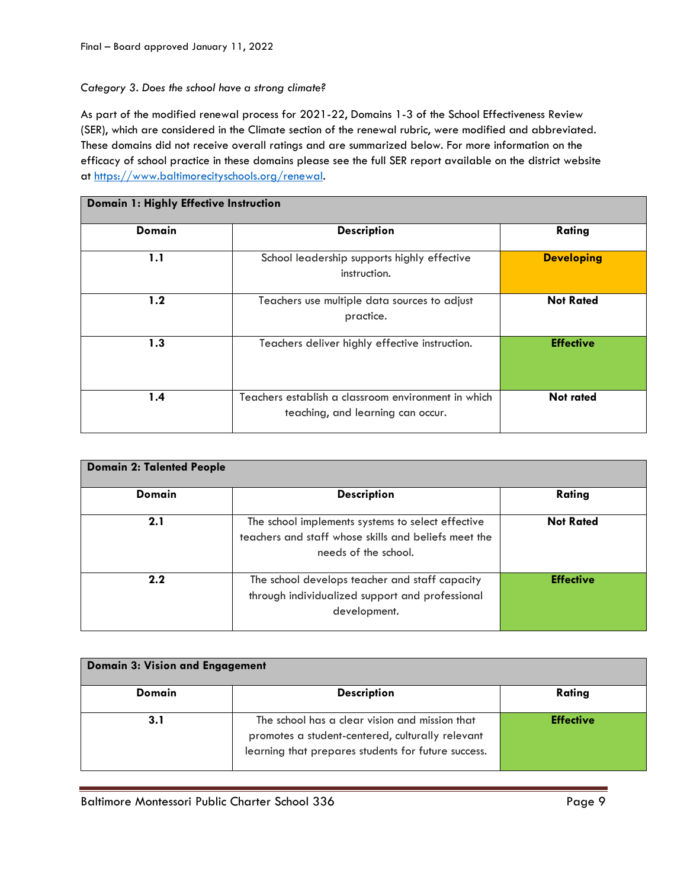*Category 3. Does the school have a strong climate?*

As part of the modified renewal process for 2021-22, Domains 1-3 of the School Effectiveness Review (SER), which are considered in the Climate section of the renewal rubric, were modified and abbreviated. These domains did not receive overall ratings and are summarized below. For more information on the efficacy of school practice in these domains please see the full SER report available on the district website at https://www.baltimorecityschools.org/renewal.

| **Domain 1: Highly Effective Instruction** | | |
|---|---|---|
| **Domain** | **Description** | **Rating** |
| **1.1** | School leadership supports highly effective instruction. | **Developing** |
| **1.2** | Teachers use multiple data sources to adjust practice. | **Not Rated** |
| **1.3** | Teachers deliver highly effective instruction. | **Effective** |
| **1.4** | Teachers establish a classroom environment in which teaching, and learning can occur. | **Not rated** |

| **Domain 2: Talented People** | | |
|---|---|---|
| **Domain** | **Description** | **Rating** |
| **2.1** | The school implements systems to select effective teachers and staff whose skills and beliefs meet the needs of the school. | **Not Rated** |
| **2.2** | The school develops teacher and staff capacity through individualized support and professional development. | **Effective** |

| **Domain 3: Vision and Engagement** | | |
|---|---|---|
| **Domain** | **Description** | **Rating** |
| **3.1** | The school has a clear vision and mission that promotes a student-centered, culturally relevant learning that prepares students for future success. | **Effective** |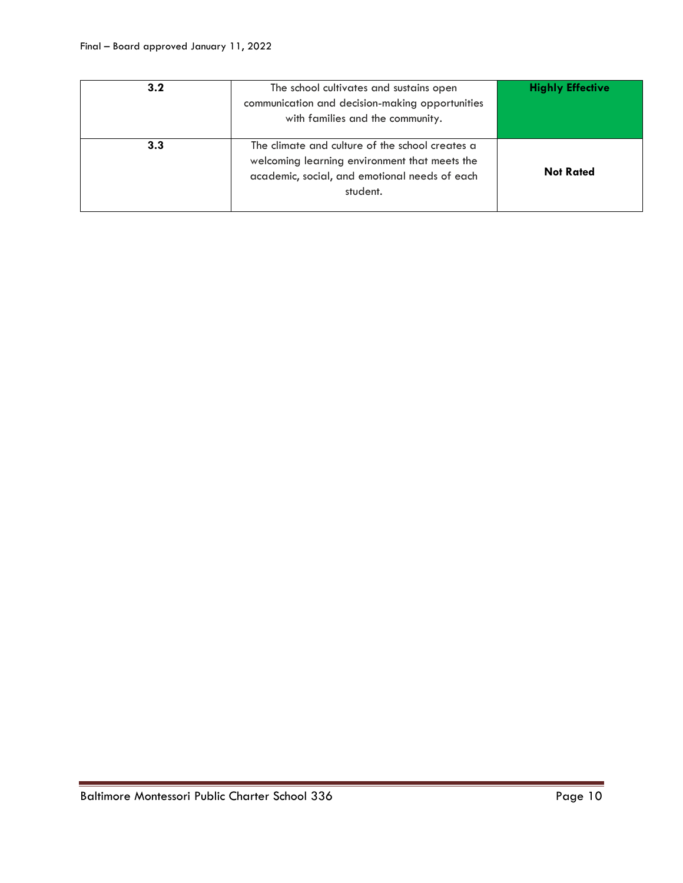| | | |
|---|---|---|
| **3.2** | The school cultivates and sustains open communication and decision-making opportunities with families and the community. | **Highly Effective** |
| **3.3** | The climate and culture of the school creates a welcoming learning environment that meets the academic, social, and emotional needs of each student. | **Not Rated** |